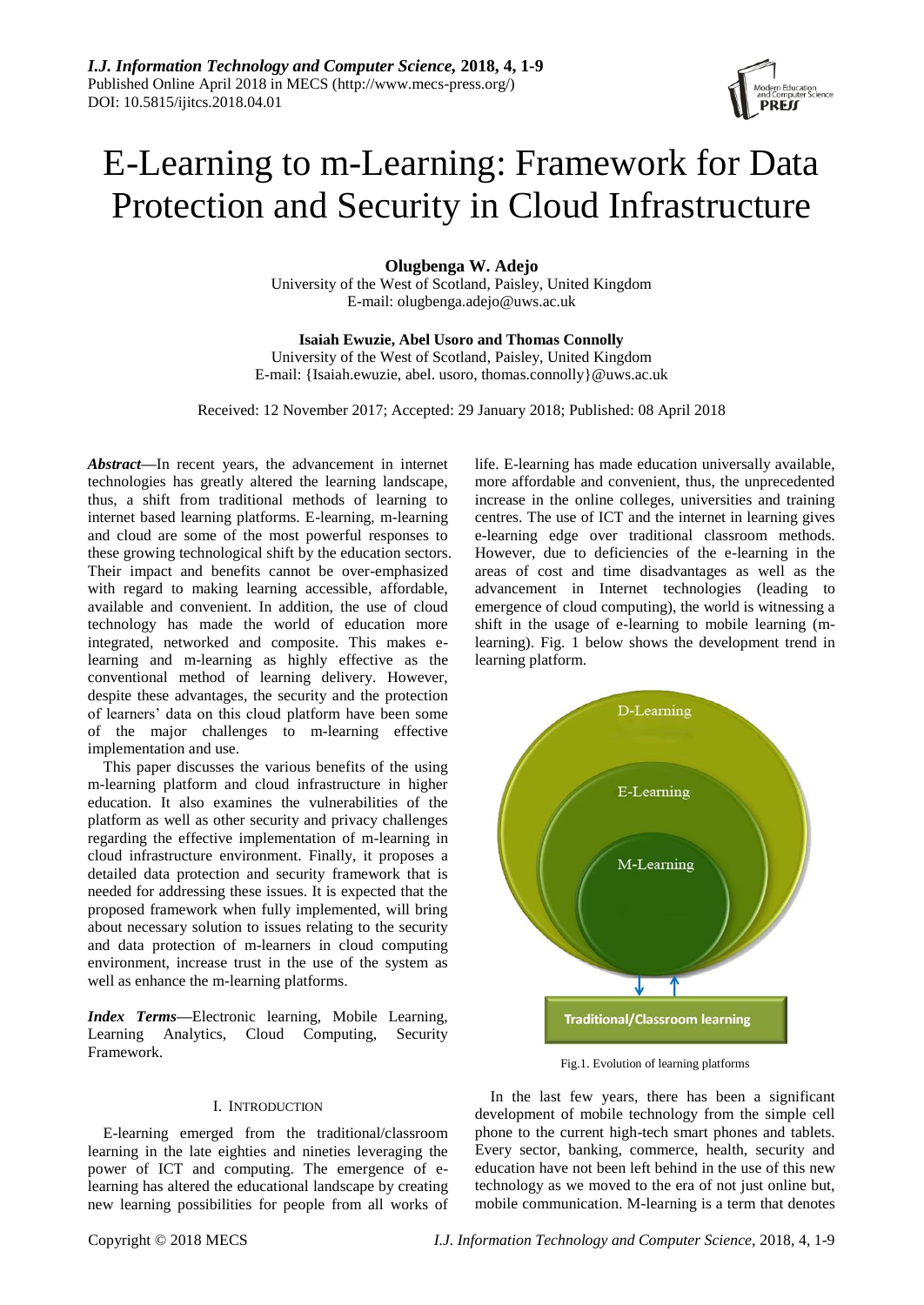# E-Learning to m-Learning: Framework for Data Protection and Security in Cloud Infrastructure

**Olugbenga W. Adejo**
University of the West of Scotland, Paisley, United Kingdom
E-mail: olugbenga.adejo@uws.ac.uk

**Isaiah Ewuzie, Abel Usoro and Thomas Connolly**
University of the West of Scotland, Paisley, United Kingdom
E-mail: {Isaiah.ewuzie, abel. usoro, thomas.connolly}@uws.ac.uk

Received: 12 November 2017; Accepted: 29 January 2018; Published: 08 April 2018

***Abstract*****—**In recent years, the advancement in internet technologies has greatly altered the learning landscape, thus, a shift from traditional methods of learning to internet based learning platforms. E-learning, m-learning and cloud are some of the most powerful responses to these growing technological shift by the education sectors. Their impact and benefits cannot be over-emphasized with regard to making learning accessible, affordable, available and convenient. In addition, the use of cloud technology has made the world of education more integrated, networked and composite. This makes e-learning and m-learning as highly effective as the conventional method of learning delivery. However, despite these advantages, the security and the protection of learners' data on this cloud platform have been some of the major challenges to m-learning effective implementation and use.

This paper discusses the various benefits of the using m-learning platform and cloud infrastructure in higher education. It also examines the vulnerabilities of the platform as well as other security and privacy challenges regarding the effective implementation of m-learning in cloud infrastructure environment. Finally, it proposes a detailed data protection and security framework that is needed for addressing these issues. It is expected that the proposed framework when fully implemented, will bring about necessary solution to issues relating to the security and data protection of m-learners in cloud computing environment, increase trust in the use of the system as well as enhance the m-learning platforms.

***Index Terms*****—**Electronic learning, Mobile Learning, Learning Analytics, Cloud Computing, Security Framework.

## I. Introduction

E-learning emerged from the traditional/classroom learning in the late eighties and nineties leveraging the power of ICT and computing. The emergence of e-learning has altered the educational landscape by creating new learning possibilities for people from all works of life. E-learning has made education universally available, more affordable and convenient, thus, the unprecedented increase in the online colleges, universities and training centres. The use of ICT and the internet in learning gives e-learning edge over traditional classroom methods. However, due to deficiencies of the e-learning in the areas of cost and time disadvantages as well as the advancement in Internet technologies (leading to emergence of cloud computing), the world is witnessing a shift in the usage of e-learning to mobile learning (m-learning). Fig. 1 below shows the development trend in learning platform.

D-Learning
E-Learning
M-Learning
Traditional/Classroom learning

Fig.1. Evolution of learning platforms

In the last few years, there has been a significant development of mobile technology from the simple cell phone to the current high-tech smart phones and tablets. Every sector, banking, commerce, health, security and education have not been left behind in the use of this new technology as we moved to the era of not just online but, mobile communication. M-learning is a term that denotes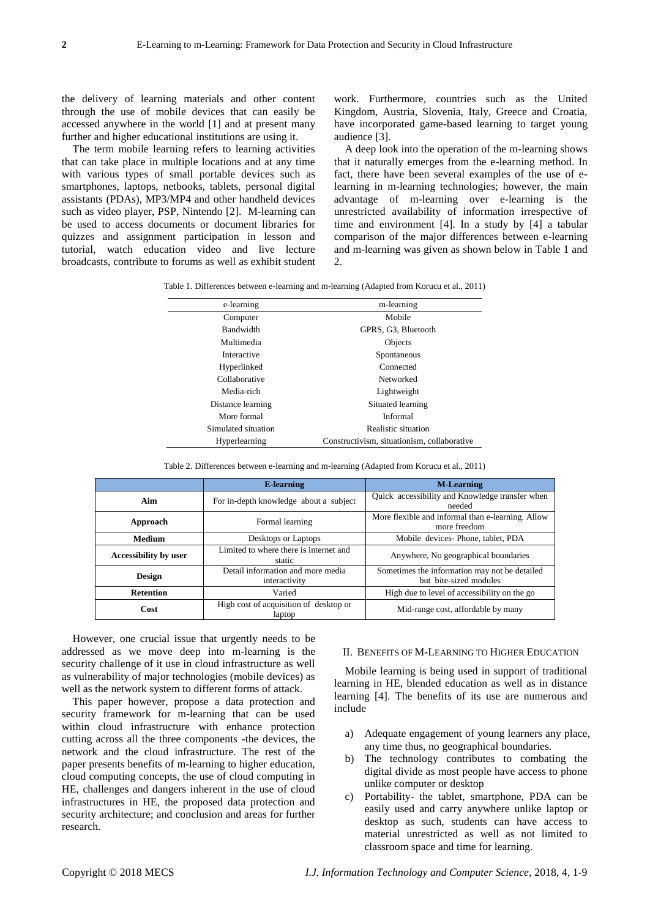the delivery of learning materials and other content through the use of mobile devices that can easily be accessed anywhere in the world [1] and at present many further and higher educational institutions are using it.

The term mobile learning refers to learning activities that can take place in multiple locations and at any time with various types of small portable devices such as smartphones, laptops, netbooks, tablets, personal digital assistants (PDAs), MP3/MP4 and other handheld devices such as video player, PSP, Nintendo [2]. M-learning can be used to access documents or document libraries for quizzes and assignment participation in lesson and tutorial, watch education video and live lecture broadcasts, contribute to forums as well as exhibit student work. Furthermore, countries such as the United Kingdom, Austria, Slovenia, Italy, Greece and Croatia, have incorporated game-based learning to target young audience [3].

A deep look into the operation of the m-learning shows that it naturally emerges from the e-learning method. In fact, there have been several examples of the use of e-learning in m-learning technologies; however, the main advantage of m-learning over e-learning is the unrestricted availability of information irrespective of time and environment [4]. In a study by [4] a tabular comparison of the major differences between e-learning and m-learning was given as shown below in Table 1 and 2.

Table 1. Differences between e-learning and m-learning (Adapted from Korucu et al., 2011)

| e-learning | m-learning |
|---|---|
| Computer | Mobile |
| Bandwidth | GPRS, G3, Bluetooth |
| Multimedia | Objects |
| Interactive | Spontaneous |
| Hyperlinked | Connected |
| Collaborative | Networked |
| Media-rich | Lightweight |
| Distance learning | Situated learning |
| More formal | Informal |
| Simulated situation | Realistic situation |
| Hyperlearning | Constructivism, situationism, collaborative |

Table 2. Differences between e-learning and m-learning (Adapted from Korucu et al., 2011)

| | **E-learning** | **M-Learning** |
|---|---|---|
| **Aim** | For in-depth knowledge about a subject | Quick accessibility and Knowledge transfer when needed |
| **Approach** | Formal learning | More flexible and informal than e-learning. Allow more freedom |
| **Medium** | Desktops or Laptops | Mobile devices- Phone, tablet, PDA |
| **Accessibility by user** | Limited to where there is internet and static | Anywhere, No geographical boundaries |
| **Design** | Detail information and more media interactivity | Sometimes the information may not be detailed but bite-sized modules |
| **Retention** | Varied | High due to level of accessibility on the go |
| **Cost** | High cost of acquisition of desktop or laptop | Mid-range cost, affordable by many |

However, one crucial issue that urgently needs to be addressed as we move deep into m-learning is the security challenge of it use in cloud infrastructure as well as vulnerability of major technologies (mobile devices) as well as the network system to different forms of attack.

This paper however, propose a data protection and security framework for m-learning that can be used within cloud infrastructure with enhance protection cutting across all the three components -the devices, the network and the cloud infrastructure. The rest of the paper presents benefits of m-learning to higher education, cloud computing concepts, the use of cloud computing in HE, challenges and dangers inherent in the use of cloud infrastructures in HE, the proposed data protection and security architecture; and conclusion and areas for further research.

## II. Benefits of M-Learning to Higher Education

Mobile learning is being used in support of traditional learning in HE, blended education as well as in distance learning [4]. The benefits of its use are numerous and include

a) Adequate engagement of young learners any place, any time thus, no geographical boundaries.
b) The technology contributes to combating the digital divide as most people have access to phone unlike computer or desktop
c) Portability- the tablet, smartphone, PDA can be easily used and carry anywhere unlike laptop or desktop as such, students can have access to material unrestricted as well as not limited to classroom space and time for learning.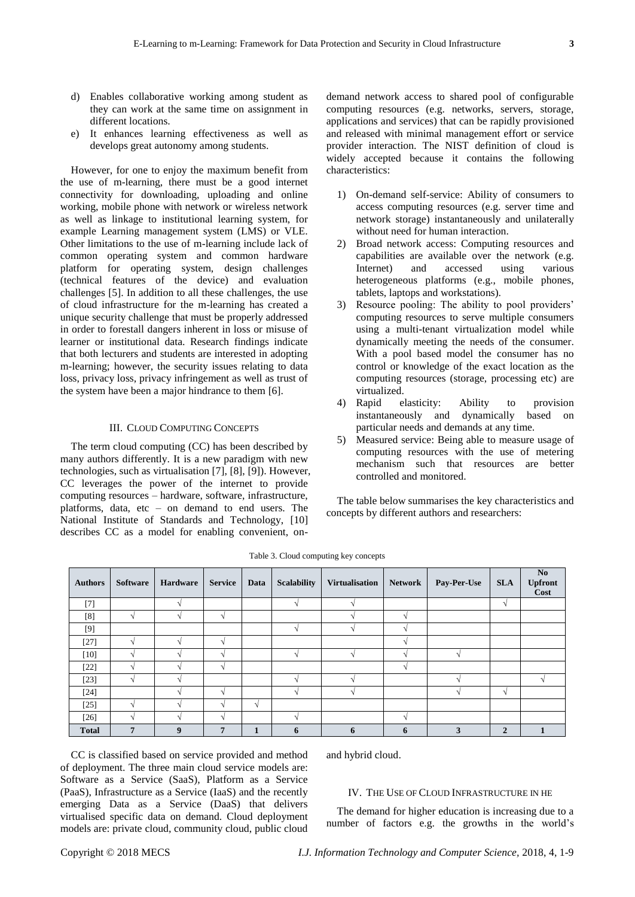d) Enables collaborative working among student as they can work at the same time on assignment in different locations.
e) It enhances learning effectiveness as well as develops great autonomy among students.

However, for one to enjoy the maximum benefit from the use of m-learning, there must be a good internet connectivity for downloading, uploading and online working, mobile phone with network or wireless network as well as linkage to institutional learning system, for example Learning management system (LMS) or VLE. Other limitations to the use of m-learning include lack of common operating system and common hardware platform for operating system, design challenges (technical features of the device) and evaluation challenges [5]. In addition to all these challenges, the use of cloud infrastructure for the m-learning has created a unique security challenge that must be properly addressed in order to forestall dangers inherent in loss or misuse of learner or institutional data. Research findings indicate that both lecturers and students are interested in adopting m-learning; however, the security issues relating to data loss, privacy loss, privacy infringement as well as trust of the system have been a major hindrance to them [6].

## III. Cloud Computing Concepts

The term cloud computing (CC) has been described by many authors differently. It is a new paradigm with new technologies, such as virtualisation [7], [8], [9]). However, CC leverages the power of the internet to provide computing resources – hardware, software, infrastructure, platforms, data, etc – on demand to end users. The National Institute of Standards and Technology, [10] describes CC as a model for enabling convenient, on-demand network access to shared pool of configurable computing resources (e.g. networks, servers, storage, applications and services) that can be rapidly provisioned and released with minimal management effort or service provider interaction. The NIST definition of cloud is widely accepted because it contains the following characteristics:

1) On-demand self-service: Ability of consumers to access computing resources (e.g. server time and network storage) instantaneously and unilaterally without need for human interaction.
2) Broad network access: Computing resources and capabilities are available over the network (e.g. Internet) and accessed using various heterogeneous platforms (e.g., mobile phones, tablets, laptops and workstations).
3) Resource pooling: The ability to pool providers' computing resources to serve multiple consumers using a multi-tenant virtualization model while dynamically meeting the needs of the consumer. With a pool based model the consumer has no control or knowledge of the exact location as the computing resources (storage, processing etc) are virtualized.
4) Rapid elasticity: Ability to provision instantaneously and dynamically based on particular needs and demands at any time.
5) Measured service: Being able to measure usage of computing resources with the use of metering mechanism such that resources are better controlled and monitored.

The table below summarises the key characteristics and concepts by different authors and researchers:

Table 3. Cloud computing key concepts

| Authors | Software | Hardware | Service | Data | Scalability | Virtualisation | Network | Pay-Per-Use | SLA | No Upfront Cost |
|---|---|---|---|---|---|---|---|---|---|---|
| [7] | | √ | | | √ | √ | | | √ | |
| [8] | √ | √ | √ | | | √ | √ | | | |
| [9] | | | | | √ | √ | √ | | | |
| [27] | √ | √ | √ | | | | √ | | | |
| [10] | √ | √ | √ | | √ | √ | √ | √ | | |
| [22] | √ | √ | √ | | | | √ | | | |
| [23] | √ | √ | | | √ | √ | | √ | | √ |
| [24] | | √ | √ | | √ | √ | | √ | √ | |
| [25] | √ | √ | √ | √ | | | | | | |
| [26] | √ | √ | √ | | √ | | √ | | | |
| **Total** | **7** | **9** | **7** | **1** | **6** | **6** | **6** | **3** | **2** | **1** |

CC is classified based on service provided and method of deployment. The three main cloud service models are: Software as a Service (SaaS), Platform as a Service (PaaS), Infrastructure as a Service (IaaS) and the recently emerging Data as a Service (DaaS) that delivers virtualised specific data on demand. Cloud deployment models are: private cloud, community cloud, public cloud and hybrid cloud.

## IV. The Use of Cloud Infrastructure in HE

The demand for higher education is increasing due to a number of factors e.g. the growths in the world's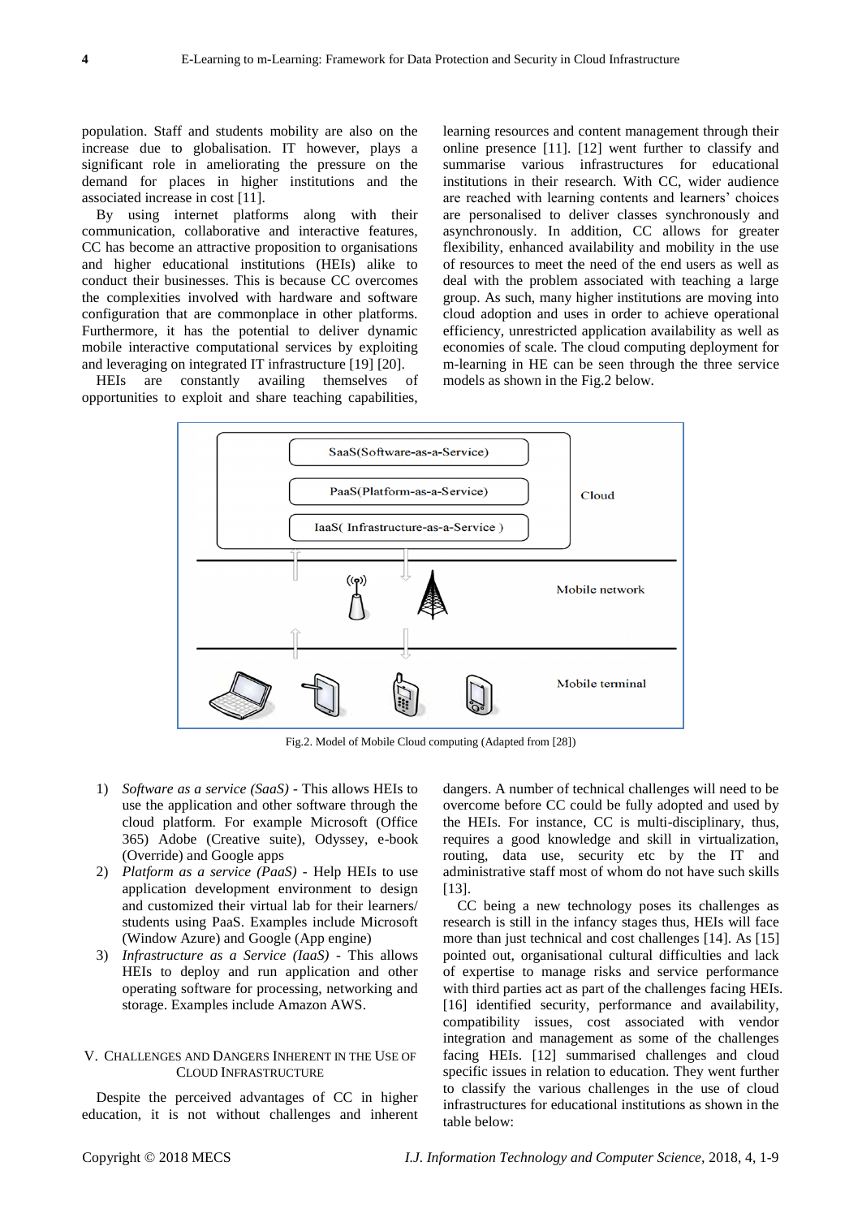population. Staff and students mobility are also on the increase due to globalisation. IT however, plays a significant role in ameliorating the pressure on the demand for places in higher institutions and the associated increase in cost [11].

By using internet platforms along with their communication, collaborative and interactive features, CC has become an attractive proposition to organisations and higher educational institutions (HEIs) alike to conduct their businesses. This is because CC overcomes the complexities involved with hardware and software configuration that are commonplace in other platforms. Furthermore, it has the potential to deliver dynamic mobile interactive computational services by exploiting and leveraging on integrated IT infrastructure [19] [20].

HEIs are constantly availing themselves of opportunities to exploit and share teaching capabilities, learning resources and content management through their online presence [11]. [12] went further to classify and summarise various infrastructures for educational institutions in their research. With CC, wider audience are reached with learning contents and learners' choices are personalised to deliver classes synchronously and asynchronously. In addition, CC allows for greater flexibility, enhanced availability and mobility in the use of resources to meet the need of the end users as well as deal with the problem associated with teaching a large group. As such, many higher institutions are moving into cloud adoption and uses in order to achieve operational efficiency, unrestricted application availability as well as economies of scale. The cloud computing deployment for m-learning in HE can be seen through the three service models as shown in the Fig.2 below.

SaaS(Software-as-a-Service)

PaaS(Platform-as-a-Service)

IaaS( Infrastructure-as-a-Service )

Cloud

Mobile network

Mobile terminal

Fig.2. Model of Mobile Cloud computing (Adapted from [28])

1) *Software as a service (SaaS)* - This allows HEIs to use the application and other software through the cloud platform. For example Microsoft (Office 365) Adobe (Creative suite), Odyssey, e-book (Override) and Google apps
2) *Platform as a service (PaaS)* - Help HEIs to use application development environment to design and customized their virtual lab for their learners/ students using PaaS. Examples include Microsoft (Window Azure) and Google (App engine)
3) *Infrastructure as a Service (IaaS)* - This allows HEIs to deploy and run application and other operating software for processing, networking and storage. Examples include Amazon AWS.

## V. Challenges and Dangers Inherent in the Use of Cloud Infrastructure

Despite the perceived advantages of CC in higher education, it is not without challenges and inherent dangers. A number of technical challenges will need to be overcome before CC could be fully adopted and used by the HEIs. For instance, CC is multi-disciplinary, thus, requires a good knowledge and skill in virtualization, routing, data use, security etc by the IT and administrative staff most of whom do not have such skills [13].

CC being a new technology poses its challenges as research is still in the infancy stages thus, HEIs will face more than just technical and cost challenges [14]. As [15] pointed out, organisational cultural difficulties and lack of expertise to manage risks and service performance with third parties act as part of the challenges facing HEIs. [16] identified security, performance and availability, compatibility issues, cost associated with vendor integration and management as some of the challenges facing HEIs. [12] summarised challenges and cloud specific issues in relation to education. They went further to classify the various challenges in the use of cloud infrastructures for educational institutions as shown in the table below: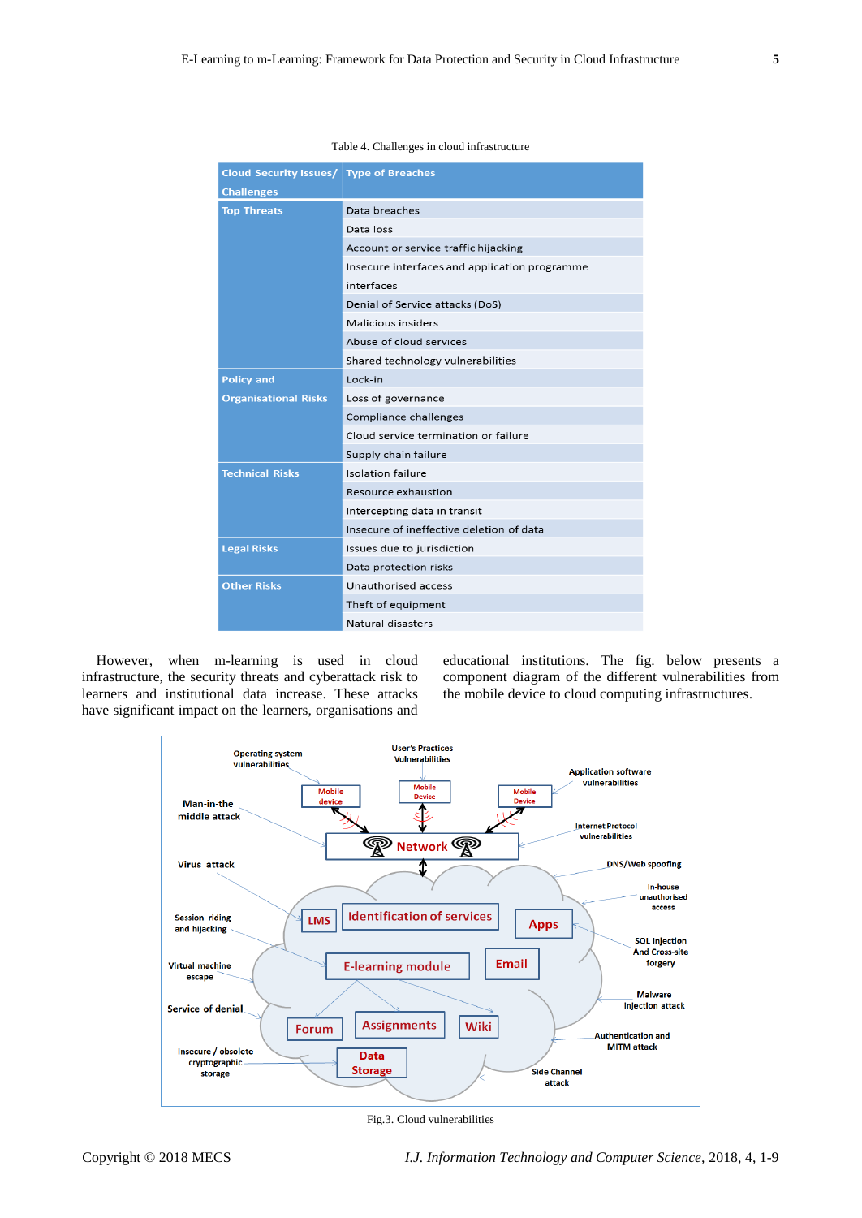Table 4. Challenges in cloud infrastructure

| Cloud Security Issues/ Challenges | Type of Breaches |
|---|---|
| Top Threats | Data breaches |
| | Data loss |
| | Account or service traffic hijacking |
| | Insecure interfaces and application programme interfaces |
| | Denial of Service attacks (DoS) |
| | Malicious insiders |
| | Abuse of cloud services |
| | Shared technology vulnerabilities |
| Policy and Organisational Risks | Lock-in |
| | Loss of governance |
| | Compliance challenges |
| | Cloud service termination or failure |
| | Supply chain failure |
| Technical Risks | Isolation failure |
| | Resource exhaustion |
| | Intercepting data in transit |
| | Insecure of ineffective deletion of data |
| Legal Risks | Issues due to jurisdiction |
| | Data protection risks |
| Other Risks | Unauthorised access |
| | Theft of equipment |
| | Natural disasters |

However, when m-learning is used in cloud infrastructure, the security threats and cyberattack risk to learners and institutional data increase. These attacks have significant impact on the learners, organisations and educational institutions. The fig. below presents a component diagram of the different vulnerabilities from the mobile device to cloud computing infrastructures.

Operating system vulnerabilities
User's Practices Vulnerabilities
Application software vulnerabilities
Mobile device
Mobile Device
Mobile Device
Man-in-the middle attack
Internet Protocol vulnerabilities
Network
Virus attack
DNS/Web spoofing
In-house unauthorised access
Session riding and hijacking
LMS
Identification of services
Apps
SQL Injection And Cross-site forgery
Virtual machine escape
E-learning module
Email
Malware injection attack
Service of denial
Forum
Assignments
Wiki
Authentication and MITM attack
Insecure / obsolete cryptographic storage
Data Storage
Side Channel attack

Fig.3. Cloud vulnerabilities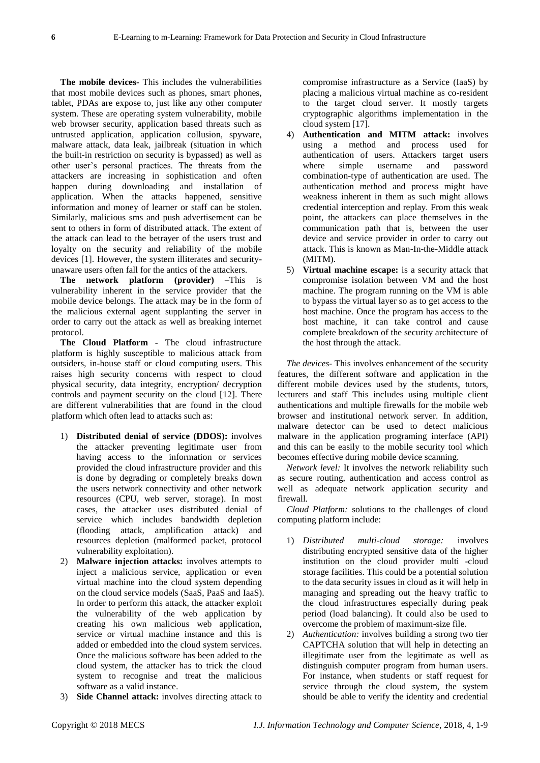**The mobile devices**- This includes the vulnerabilities that most mobile devices such as phones, smart phones, tablet, PDAs are expose to, just like any other computer system. These are operating system vulnerability, mobile web browser security, application based threats such as untrusted application, application collusion, spyware, malware attack, data leak, jailbreak (situation in which the built-in restriction on security is bypassed) as well as other user's personal practices. The threats from the attackers are increasing in sophistication and often happen during downloading and installation of application. When the attacks happened, sensitive information and money of learner or staff can be stolen. Similarly, malicious sms and push advertisement can be sent to others in form of distributed attack. The extent of the attack can lead to the betrayer of the users trust and loyalty on the security and reliability of the mobile devices [1]. However, the system illiterates and security-unaware users often fall for the antics of the attackers.

**The network platform (provider)** –This is vulnerability inherent in the service provider that the mobile device belongs. The attack may be in the form of the malicious external agent supplanting the server in order to carry out the attack as well as breaking internet protocol.

**The Cloud Platform -** The cloud infrastructure platform is highly susceptible to malicious attack from outsiders, in-house staff or cloud computing users. This raises high security concerns with respect to cloud physical security, data integrity, encryption/ decryption controls and payment security on the cloud [12]. There are different vulnerabilities that are found in the cloud platform which often lead to attacks such as:

1) **Distributed denial of service (DDOS):** involves the attacker preventing legitimate user from having access to the information or services provided the cloud infrastructure provider and this is done by degrading or completely breaks down the users network connectivity and other network resources (CPU, web server, storage). In most cases, the attacker uses distributed denial of service which includes bandwidth depletion (flooding attack, amplification attack) and resources depletion (malformed packet, protocol vulnerability exploitation).
2) **Malware injection attacks:** involves attempts to inject a malicious service, application or even virtual machine into the cloud system depending on the cloud service models (SaaS, PaaS and IaaS). In order to perform this attack, the attacker exploit the vulnerability of the web application by creating his own malicious web application, service or virtual machine instance and this is added or embedded into the cloud system services. Once the malicious software has been added to the cloud system, the attacker has to trick the cloud system to recognise and treat the malicious software as a valid instance.
3) **Side Channel attack:** involves directing attack to compromise infrastructure as a Service (IaaS) by placing a malicious virtual machine as co-resident to the target cloud server. It mostly targets cryptographic algorithms implementation in the cloud system [17].
4) **Authentication and MITM attack:** involves using a method and process used for authentication of users. Attackers target users where simple username and password combination-type of authentication are used. The authentication method and process might have weakness inherent in them as such might allows credential interception and replay. From this weak point, the attackers can place themselves in the communication path that is, between the user device and service provider in order to carry out attack. This is known as Man-In-the-Middle attack (MITM).
5) **Virtual machine escape:** is a security attack that compromise isolation between VM and the host machine. The program running on the VM is able to bypass the virtual layer so as to get access to the host machine. Once the program has access to the host machine, it can take control and cause complete breakdown of the security architecture of the host through the attack.

*The devices*- This involves enhancement of the security features, the different software and application in the different mobile devices used by the students, tutors, lecturers and staff This includes using multiple client authentications and multiple firewalls for the mobile web browser and institutional network server. In addition, malware detector can be used to detect malicious malware in the application programing interface (API) and this can be easily to the mobile security tool which becomes effective during mobile device scanning.

*Network level:* It involves the network reliability such as secure routing, authentication and access control as well as adequate network application security and firewall.

*Cloud Platform:* solutions to the challenges of cloud computing platform include:

1) *Distributed multi-cloud storage:* involves distributing encrypted sensitive data of the higher institution on the cloud provider multi -cloud storage facilities. This could be a potential solution to the data security issues in cloud as it will help in managing and spreading out the heavy traffic to the cloud infrastructures especially during peak period (load balancing). It could also be used to overcome the problem of maximum-size file.
2) *Authentication:* involves building a strong two tier CAPTCHA solution that will help in detecting an illegitimate user from the legitimate as well as distinguish computer program from human users. For instance, when students or staff request for service through the cloud system, the system should be able to verify the identity and credential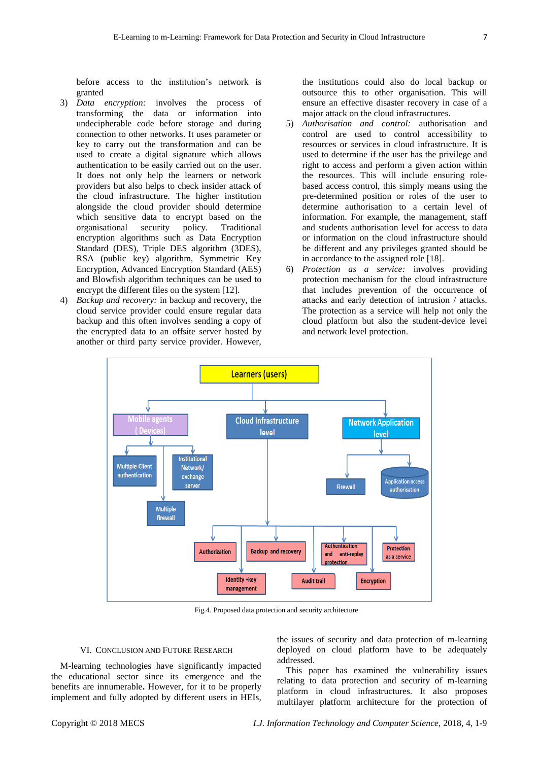before access to the institution's network is granted

3) *Data encryption:* involves the process of transforming the data or information into undecipherable code before storage and during connection to other networks. It uses parameter or key to carry out the transformation and can be used to create a digital signature which allows authentication to be easily carried out on the user. It does not only help the learners or network providers but also helps to check insider attack of the cloud infrastructure. The higher institution alongside the cloud provider should determine which sensitive data to encrypt based on the organisational security policy. Traditional encryption algorithms such as Data Encryption Standard (DES), Triple DES algorithm (3DES), RSA (public key) algorithm, Symmetric Key Encryption, Advanced Encryption Standard (AES) and Blowfish algorithm techniques can be used to encrypt the different files on the system [12].

4) *Backup and recovery:* in backup and recovery, the cloud service provider could ensure regular data backup and this often involves sending a copy of the encrypted data to an offsite server hosted by another or third party service provider. However, the institutions could also do local backup or outsource this to other organisation. This will ensure an effective disaster recovery in case of a major attack on the cloud infrastructures.

5) *Authorisation and control:* authorisation and control are used to control accessibility to resources or services in cloud infrastructure. It is used to determine if the user has the privilege and right to access and perform a given action within the resources. This will include ensuring role-based access control, this simply means using the pre-determined position or roles of the user to determine authorisation to a certain level of information. For example, the management, staff and students authorisation level for access to data or information on the cloud infrastructure should be different and any privileges granted should be in accordance to the assigned role [18].

6) *Protection as a service:* involves providing protection mechanism for the cloud infrastructure that includes prevention of the occurrence of attacks and early detection of intrusion / attacks. The protection as a service will help not only the cloud platform but also the student-device level and network level protection.

Learners (users)

Mobile agents ( Devices)

Cloud Infrastructure level

Network Application level

Multiple Client authentication

Institutional Network/ exchange server

Multiple firewall

Firewall

Application access authorisation

Authorization

Backup and recovery

Authentication and anti-replay protection

Protection as a service

Identity +key management

Audit trail

Encryption

Fig.4. Proposed data protection and security architecture

## VI. Conclusion and Future Research

M-learning technologies have significantly impacted the educational sector since its emergence and the benefits are innumerable**.** However, for it to be properly implement and fully adopted by different users in HEIs, the issues of security and data protection of m-learning deployed on cloud platform have to be adequately addressed.

This paper has examined the vulnerability issues relating to data protection and security of m-learning platform in cloud infrastructures. It also proposes multilayer platform architecture for the protection of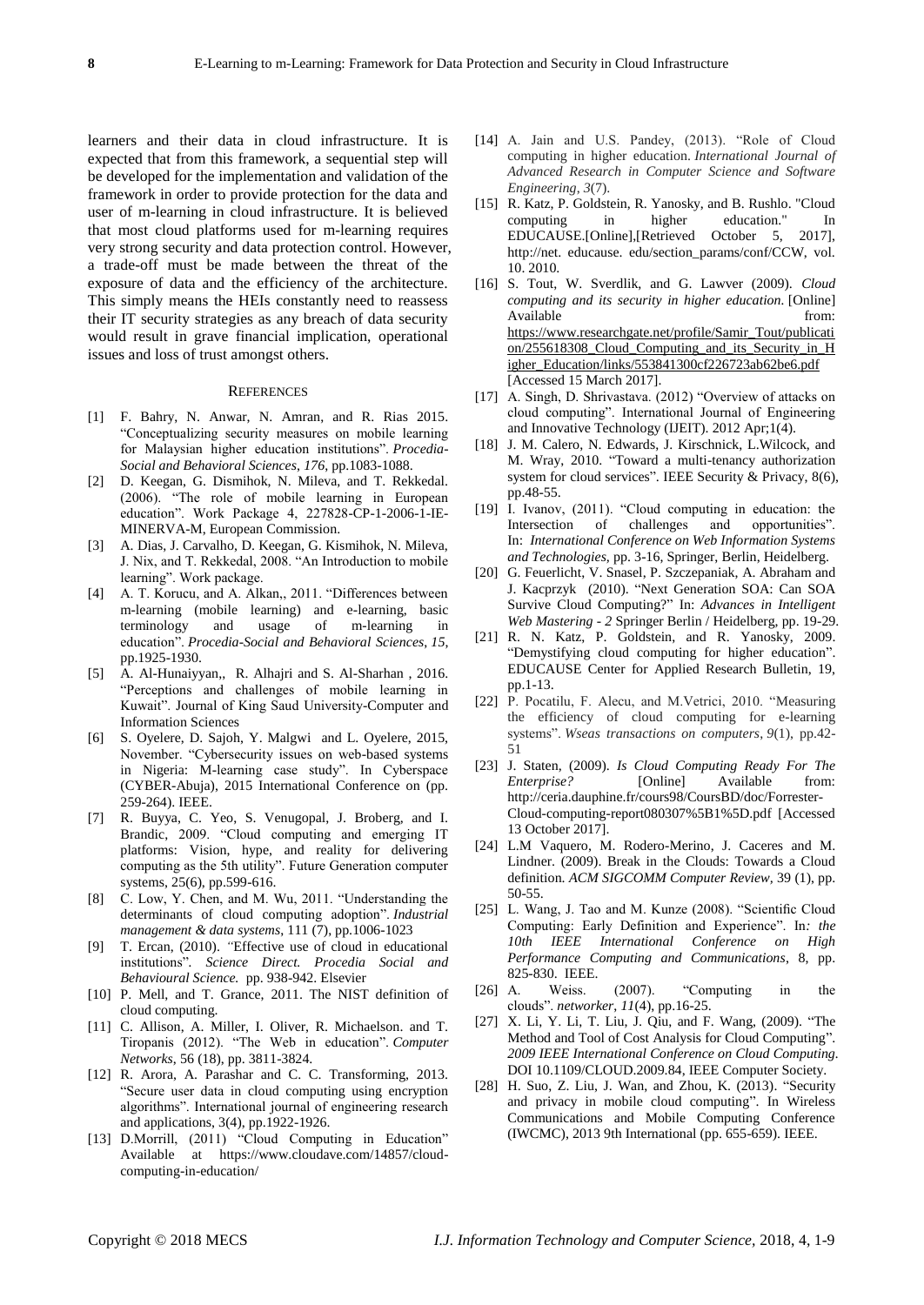learners and their data in cloud infrastructure. It is expected that from this framework, a sequential step will be developed for the implementation and validation of the framework in order to provide protection for the data and user of m-learning in cloud infrastructure. It is believed that most cloud platforms used for m-learning requires very strong security and data protection control. However, a trade-off must be made between the threat of the exposure of data and the efficiency of the architecture. This simply means the HEIs constantly need to reassess their IT security strategies as any breach of data security would result in grave financial implication, operational issues and loss of trust amongst others.

## References

[1] F. Bahry, N. Anwar, N. Amran, and R. Rias 2015. "Conceptualizing security measures on mobile learning for Malaysian higher education institutions". *Procedia-Social and Behavioral Sciences*, *176*, pp.1083-1088.

[2] D. Keegan, G. Dismihok, N. Mileva, and T. Rekkedal. (2006). "The role of mobile learning in European education". Work Package 4, 227828-CP-1-2006-1-IE-MINERVA-M, European Commission.

[3] A. Dias, J. Carvalho, D. Keegan, G. Kismihok, N. Mileva, J. Nix, and T. Rekkedal, 2008. "An Introduction to mobile learning". Work package.

[4] A. T. Korucu, and A. Alkan,, 2011. "Differences between m-learning (mobile learning) and e-learning, basic terminology and usage of m-learning in education". *Procedia-Social and Behavioral Sciences*, *15*, pp.1925-1930.

[5] A. Al-Hunaiyyan,, R. Alhajri and S. Al-Sharhan , 2016. "Perceptions and challenges of mobile learning in Kuwait". Journal of King Saud University-Computer and Information Sciences

[6] S. Oyelere, D. Sajoh, Y. Malgwi and L. Oyelere, 2015, November. "Cybersecurity issues on web-based systems in Nigeria: M-learning case study". In Cyberspace (CYBER-Abuja), 2015 International Conference on (pp. 259-264). IEEE.

[7] R. Buyya, C. Yeo, S. Venugopal, J. Broberg, and I. Brandic, 2009. "Cloud computing and emerging IT platforms: Vision, hype, and reality for delivering computing as the 5th utility". Future Generation computer systems, 25(6), pp.599-616.

[8] C. Low, Y. Chen, and M. Wu, 2011. "Understanding the determinants of cloud computing adoption". *Industrial management & data systems*, 111 (7), pp.1006-1023

[9] T. Ercan, (2010). "Effective use of cloud in educational institutions". *Science Direct. Procedia Social and Behavioural Science.* pp. 938-942. Elsevier

[10] P. Mell, and T. Grance, 2011. The NIST definition of cloud computing.

[11] C. Allison, A. Miller, I. Oliver, R. Michaelson. and T. Tiropanis (2012). "The Web in education". *Computer Networks*, 56 (18), pp. 3811-3824.

[12] R. Arora, A. Parashar and C. C. Transforming, 2013. "Secure user data in cloud computing using encryption algorithms". International journal of engineering research and applications, 3(4), pp.1922-1926.

[13] D.Morrill, (2011) "Cloud Computing in Education" Available at https://www.cloudave.com/14857/cloud-computing-in-education/

[14] A. Jain and U.S. Pandey, (2013). "Role of Cloud computing in higher education. *International Journal of Advanced Research in Computer Science and Software Engineering*, *3*(7).

[15] R. Katz, P. Goldstein, R. Yanosky, and B. Rushlo. "Cloud computing in higher education." In EDUCAUSE.[Online],[Retrieved October 5, 2017], http://net. educause. edu/section_params/conf/CCW, vol. 10. 2010.

[16] S. Tout, W. Sverdlik, and G. Lawver (2009). *Cloud computing and its security in higher education*. [Online] Available from: https://www.researchgate.net/profile/Samir_Tout/publication/255618308_Cloud_Computing_and_its_Security_in_Higher_Education/links/553841300cf226723ab62be6.pdf [Accessed 15 March 2017].

[17] A. Singh, D. Shrivastava. (2012) "Overview of attacks on cloud computing". International Journal of Engineering and Innovative Technology (IJEIT). 2012 Apr;1(4).

[18] J. M. Calero, N. Edwards, J. Kirschnick, L.Wilcock, and M. Wray, 2010. "Toward a multi-tenancy authorization system for cloud services". IEEE Security & Privacy, 8(6), pp.48-55.

[19] I. Ivanov, (2011). "Cloud computing in education: the Intersection of challenges and opportunities". In: *International Conference on Web Information Systems and Technologies,* pp. 3-16, Springer, Berlin, Heidelberg.

[20] G. Feuerlicht, V. Snasel, P. Szczepaniak, A. Abraham and J. Kacprzyk (2010). "Next Generation SOA: Can SOA Survive Cloud Computing?" In: *Advances in Intelligent Web Mastering - 2* Springer Berlin / Heidelberg, pp. 19-29.

[21] R. N. Katz, P. Goldstein, and R. Yanosky, 2009. "Demystifying cloud computing for higher education". EDUCAUSE Center for Applied Research Bulletin, 19, pp.1-13.

[22] P. Pocatilu, F. Alecu, and M.Vetrici, 2010. "Measuring the efficiency of cloud computing for e-learning systems". *Wseas transactions on computers*, *9*(1), pp.42-51

[23] J. Staten, (2009). *Is Cloud Computing Ready For The Enterprise?* [Online] Available from: http://ceria.dauphine.fr/cours98/CoursBD/doc/Forrester-Cloud-computing-report080307%5B1%5D.pdf [Accessed 13 October 2017].

[24] L.M Vaquero, M. Rodero-Merino, J. Caceres and M. Lindner. (2009). Break in the Clouds: Towards a Cloud definition. *ACM SIGCOMM Computer Review*, 39 (1), pp. 50-55.

[25] L. Wang, J. Tao and M. Kunze (2008). "Scientific Cloud Computing: Early Definition and Experience". In*: the 10th IEEE International Conference on High Performance Computing and Communications*, 8, pp. 825-830. IEEE.

[26] A. Weiss. (2007). "Computing in the clouds". *networker*, *11*(4), pp.16-25.

[27] X. Li, Y. Li, T. Liu, J. Qiu, and F. Wang, (2009). "The Method and Tool of Cost Analysis for Cloud Computing". *2009 IEEE International Conference on Cloud Computing*. DOI 10.1109/CLOUD.2009.84, IEEE Computer Society.

[28] H. Suo, Z. Liu, J. Wan, and Zhou, K. (2013). "Security and privacy in mobile cloud computing". In Wireless Communications and Mobile Computing Conference (IWCMC), 2013 9th International (pp. 655-659). IEEE.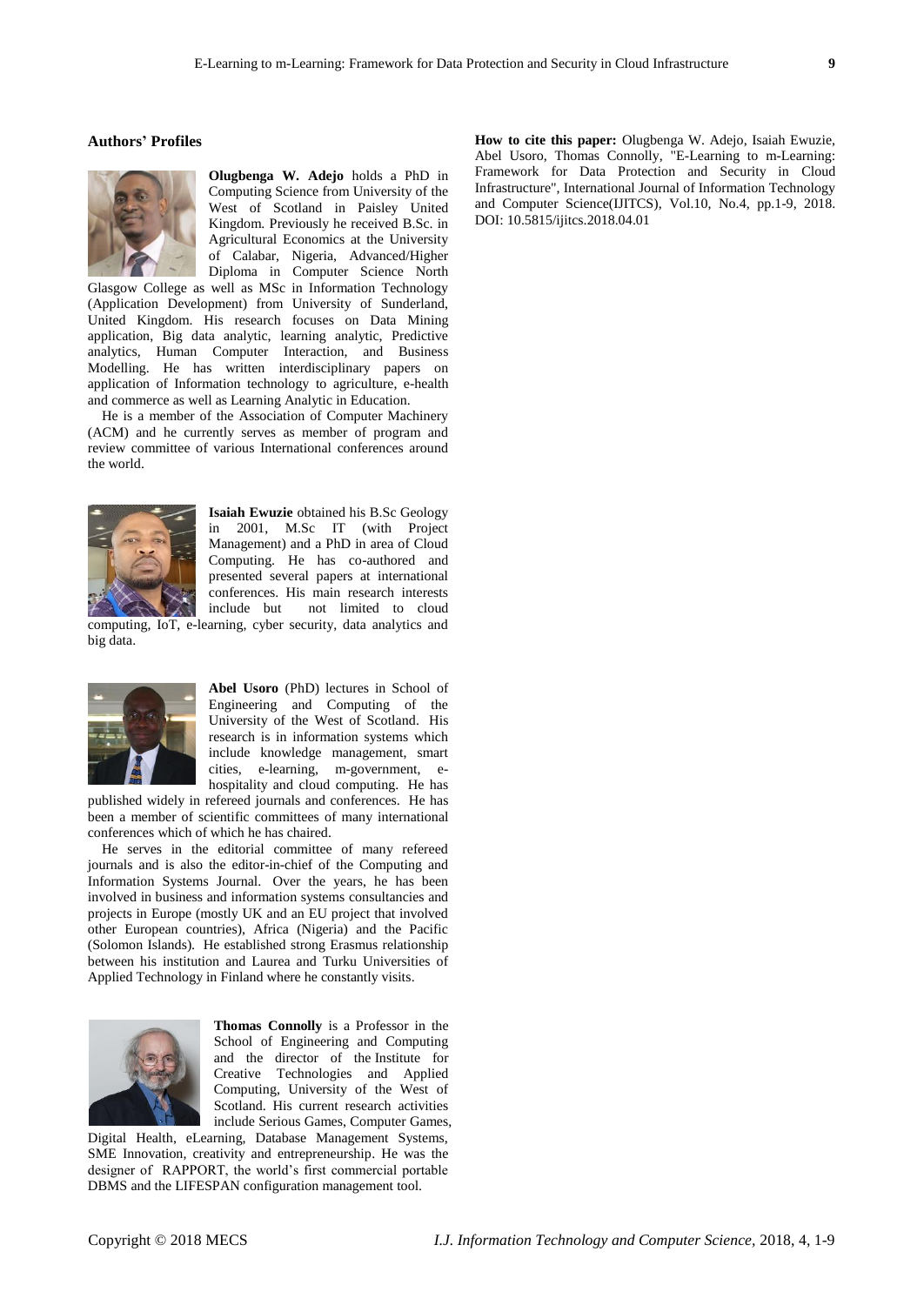## Authors' Profiles

**Olugbenga W. Adejo** holds a PhD in Computing Science from University of the West of Scotland in Paisley United Kingdom. Previously he received B.Sc. in Agricultural Economics at the University of Calabar, Nigeria, Advanced/Higher Diploma in Computer Science North Glasgow College as well as MSc in Information Technology (Application Development) from University of Sunderland, United Kingdom. His research focuses on Data Mining application, Big data analytic, learning analytic, Predictive analytics, Human Computer Interaction, and Business Modelling. He has written interdisciplinary papers on application of Information technology to agriculture, e-health and commerce as well as Learning Analytic in Education.

He is a member of the Association of Computer Machinery (ACM) and he currently serves as member of program and review committee of various International conferences around the world.

**Isaiah Ewuzie** obtained his B.Sc Geology in 2001, M.Sc IT (with Project Management) and a PhD in area of Cloud Computing. He has co-authored and presented several papers at international conferences. His main research interests include but not limited to cloud computing, IoT, e-learning, cyber security, data analytics and big data.

**Abel Usoro** (PhD) lectures in School of Engineering and Computing of the University of the West of Scotland. His research is in information systems which include knowledge management, smart cities, e-learning, m-government, e-hospitality and cloud computing. He has published widely in refereed journals and conferences. He has been a member of scientific committees of many international conferences which of which he has chaired.

He serves in the editorial committee of many refereed journals and is also the editor-in-chief of the Computing and Information Systems Journal. Over the years, he has been involved in business and information systems consultancies and projects in Europe (mostly UK and an EU project that involved other European countries), Africa (Nigeria) and the Pacific (Solomon Islands). He established strong Erasmus relationship between his institution and Laurea and Turku Universities of Applied Technology in Finland where he constantly visits.

**Thomas Connolly** is a Professor in the School of Engineering and Computing and the director of the Institute for Creative Technologies and Applied Computing, University of the West of Scotland. His current research activities include Serious Games, Computer Games, Digital Health, eLearning, Database Management Systems, SME Innovation, creativity and entrepreneurship. He was the designer of RAPPORT, the world's first commercial portable DBMS and the LIFESPAN configuration management tool.

**How to cite this paper:** Olugbenga W. Adejo, Isaiah Ewuzie, Abel Usoro, Thomas Connolly, "E-Learning to m-Learning: Framework for Data Protection and Security in Cloud Infrastructure", International Journal of Information Technology and Computer Science(IJITCS), Vol.10, No.4, pp.1-9, 2018. DOI: 10.5815/ijitcs.2018.04.01